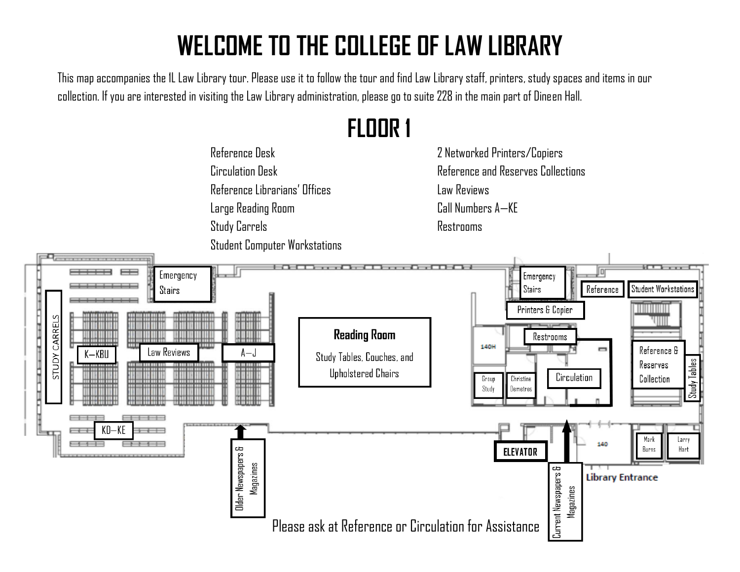# WELCOME TO THE COLLEGE OF LAW LIBRARY

This map accompanies the 1L Law Library tour. Please use it to follow the tour and find Law Library staff, printers, study spaces and items in our collection. If you are interested in visiting the Law Library administration, please go to suite 228 in the main part of Dineen Hall.

## FLOOR 1

- Reference Desk
- Circulation Desk
- Reference Librarians' Offices
- Large Reading Room
- Study Carrels
- Student Computer Workstations
- 2 Networked Printers/Copiers
- Reference and Reserves Collections
- Law Reviews
- Call Numbers A—KE
- Restrooms

Emergency Stairs

STUDY CARRELS

K—KBU

Law Reviews

A—J

KD—KE

**Reading Room**

Study Tables, Couches, and Upholstered Chairs

Older Newspapers & Magazines

Emergency Stairs

Reference

Student Workstations

Printers & Copier

Restrooms

140H

Group Study

Christine Demetros

Circulation

Reference & Reserves Collection

Study Tables

ELEVATOR

Current Newspapers & Magazines

140

Mark Burns

Larry Hart

Library Entrance

Please ask at Reference or Circulation for Assistance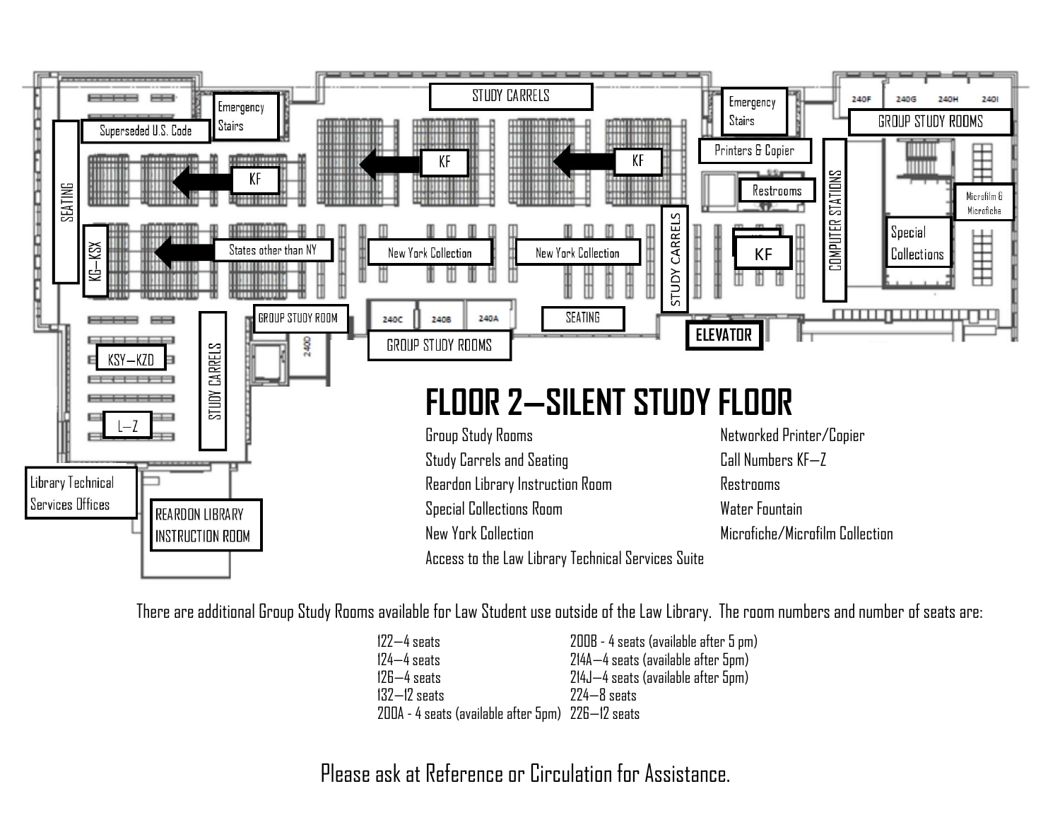STUDY CARRELS

Emergency Stairs

Emergency Stairs

240F 240G 240H 240I

GROUP STUDY ROOMS

Superseded U.S. Code

KF

KF

KF

Printers & Copier

Restrooms

SEATING

COMPUTER STATIONS

Microfilm & Microfiche

KG—KSX

States other than NY

New York Collection

New York Collection

STUDY CARRELS

KF

Special Collections

GROUP STUDY ROOM

240C 240B 240A

SEATING

ELEVATOR

240D

GROUP STUDY ROOMS

KSY—KZD

STUDY CARRELS

L—Z

Library Technical Services Offices

REARDON LIBRARY INSTRUCTION ROOM

# FLOOR 2—SILENT STUDY FLOOR

- Group Study Rooms
- Study Carrels and Seating
- Reardon Library Instruction Room
- Special Collections Room
- New York Collection
- Access to the Law Library Technical Services Suite
- Networked Printer/Copier
- Call Numbers KF—Z
- Restrooms
- Water Fountain
- Microfiche/Microfilm Collection

There are additional Group Study Rooms available for Law Student use outside of the Law Library. The room numbers and number of seats are:

| | |
|---|---|
| 122—4 seats | 200B - 4 seats (available after 5 pm) |
| 124—4 seats | 214A—4 seats (available after 5pm) |
| 126—4 seats | 214J—4 seats (available after 5pm) |
| 132—12 seats | 224—8 seats |
| 200A - 4 seats (available after 5pm) | 226—12 seats |

Please ask at Reference or Circulation for Assistance.